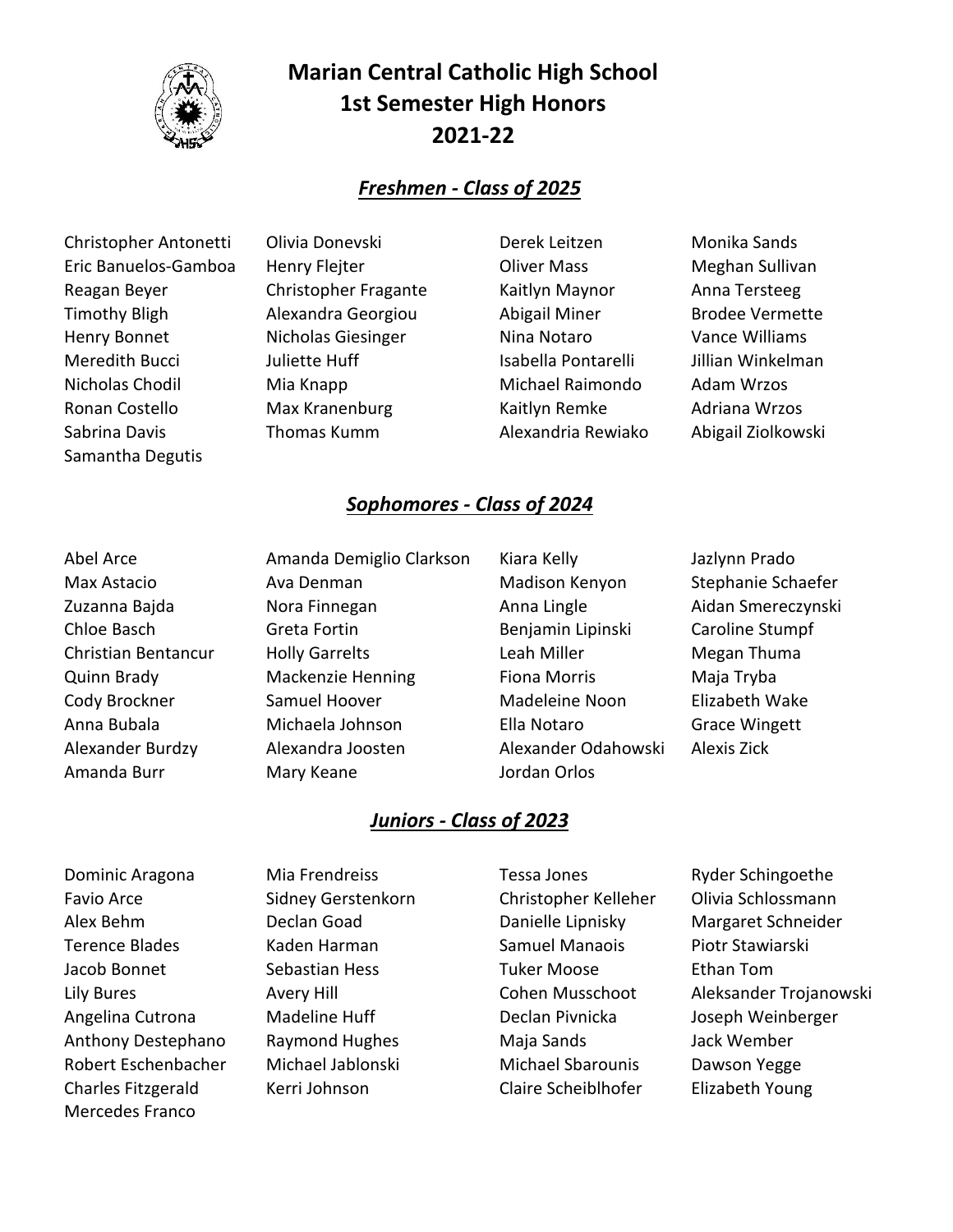# Marian Central Catholic High School
# 1st Semester High Honors
# 2021-22

## *Freshmen - Class of 2025*

Christopher Antonetti
Eric Banuelos-Gamboa
Reagan Beyer
Timothy Bligh
Henry Bonnet
Meredith Bucci
Nicholas Chodil
Ronan Costello
Sabrina Davis
Samantha Degutis
Olivia Donevski
Henry Flejter
Christopher Fragante
Alexandra Georgiou
Nicholas Giesinger
Juliette Huff
Mia Knapp
Max Kranenburg
Thomas Kumm
Derek Leitzen
Oliver Mass
Kaitlyn Maynor
Abigail Miner
Nina Notaro
Isabella Pontarelli
Michael Raimondo
Kaitlyn Remke
Alexandria Rewiako
Monika Sands
Meghan Sullivan
Anna Tersteeg
Brodee Vermette
Vance Williams
Jillian Winkelman
Adam Wrzos
Adriana Wrzos
Abigail Ziolkowski

## *Sophomores - Class of 2024*

Abel Arce
Max Astacio
Zuzanna Bajda
Chloe Basch
Christian Bentancur
Quinn Brady
Cody Brockner
Anna Bubala
Alexander Burdzy
Amanda Burr
Amanda Demiglio Clarkson
Ava Denman
Nora Finnegan
Greta Fortin
Holly Garrelts
Mackenzie Henning
Samuel Hoover
Michaela Johnson
Alexandra Joosten
Mary Keane
Kiara Kelly
Madison Kenyon
Anna Lingle
Benjamin Lipinski
Leah Miller
Fiona Morris
Madeleine Noon
Ella Notaro
Alexander Odahowski
Jordan Orlos
Jazlynn Prado
Stephanie Schaefer
Aidan Smereczynski
Caroline Stumpf
Megan Thuma
Maja Tryba
Elizabeth Wake
Grace Wingett
Alexis Zick

## *Juniors - Class of 2023*

Dominic Aragona
Favio Arce
Alex Behm
Terence Blades
Jacob Bonnet
Lily Bures
Angelina Cutrona
Anthony Destephano
Robert Eschenbacher
Charles Fitzgerald
Mercedes Franco
Mia Frendreiss
Sidney Gerstenkorn
Declan Goad
Kaden Harman
Sebastian Hess
Avery Hill
Madeline Huff
Raymond Hughes
Michael Jablonski
Kerri Johnson
Tessa Jones
Christopher Kelleher
Danielle Lipnisky
Samuel Manaois
Tuker Moose
Cohen Musschoot
Declan Pivnicka
Maja Sands
Michael Sbarounis
Claire Scheiblhofer
Ryder Schingoethe
Olivia Schlossmann
Margaret Schneider
Piotr Stawiarski
Ethan Tom
Aleksander Trojanowski
Joseph Weinberger
Jack Wember
Dawson Yegge
Elizabeth Young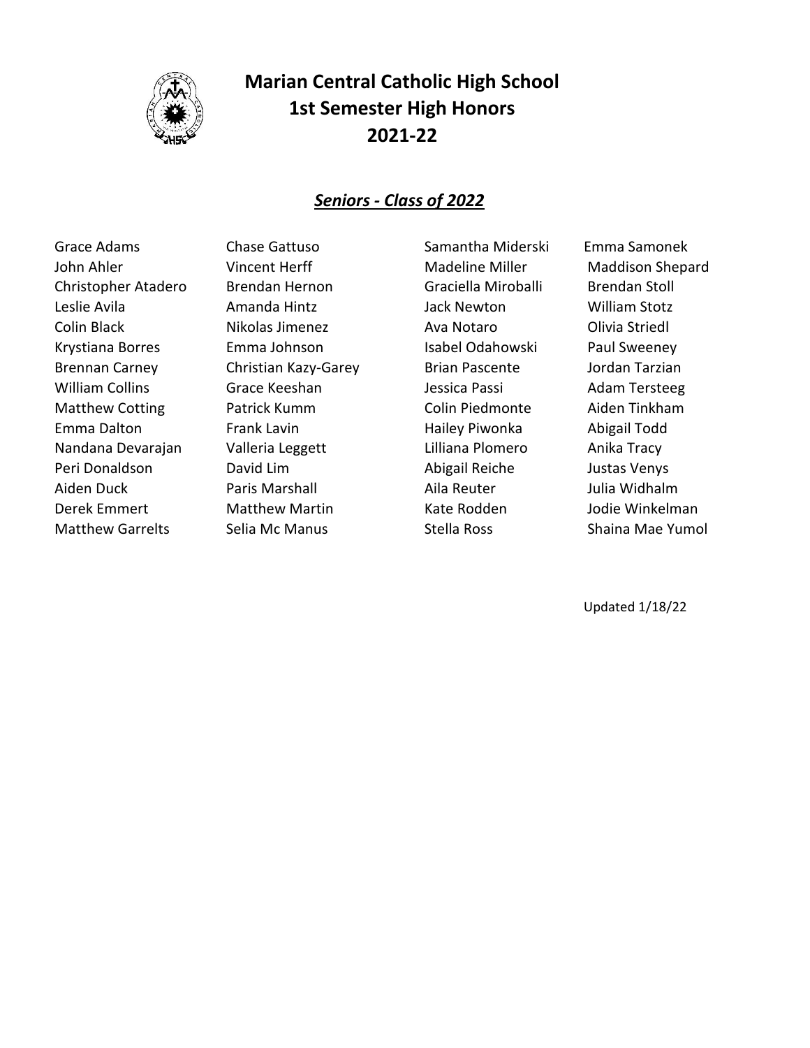# Marian Central Catholic High School
# 1st Semester High Honors
# 2021-22

## ***Seniors - Class of 2022***

Grace Adams
John Ahler
Christopher Atadero
Leslie Avila
Colin Black
Krystiana Borres
Brennan Carney
William Collins
Matthew Cotting
Emma Dalton
Nandana Devarajan
Peri Donaldson
Aiden Duck
Derek Emmert
Matthew Garrelts
Chase Gattuso
Vincent Herff
Brendan Hernon
Amanda Hintz
Nikolas Jimenez
Emma Johnson
Christian Kazy-Garey
Grace Keeshan
Patrick Kumm
Frank Lavin
Valleria Leggett
David Lim
Paris Marshall
Matthew Martin
Selia Mc Manus
Samantha Miderski
Madeline Miller
Graciella Miroballi
Jack Newton
Ava Notaro
Isabel Odahowski
Brian Pascente
Jessica Passi
Colin Piedmonte
Hailey Piwonka
Lilliana Plomero
Abigail Reiche
Aila Reuter
Kate Rodden
Stella Ross
Emma Samonek
Maddison Shepard
Brendan Stoll
William Stotz
Olivia Striedl
Paul Sweeney
Jordan Tarzian
Adam Tersteeg
Aiden Tinkham
Abigail Todd
Anika Tracy
Justas Venys
Julia Widhalm
Jodie Winkelman
Shaina Mae Yumol

Updated 1/18/22